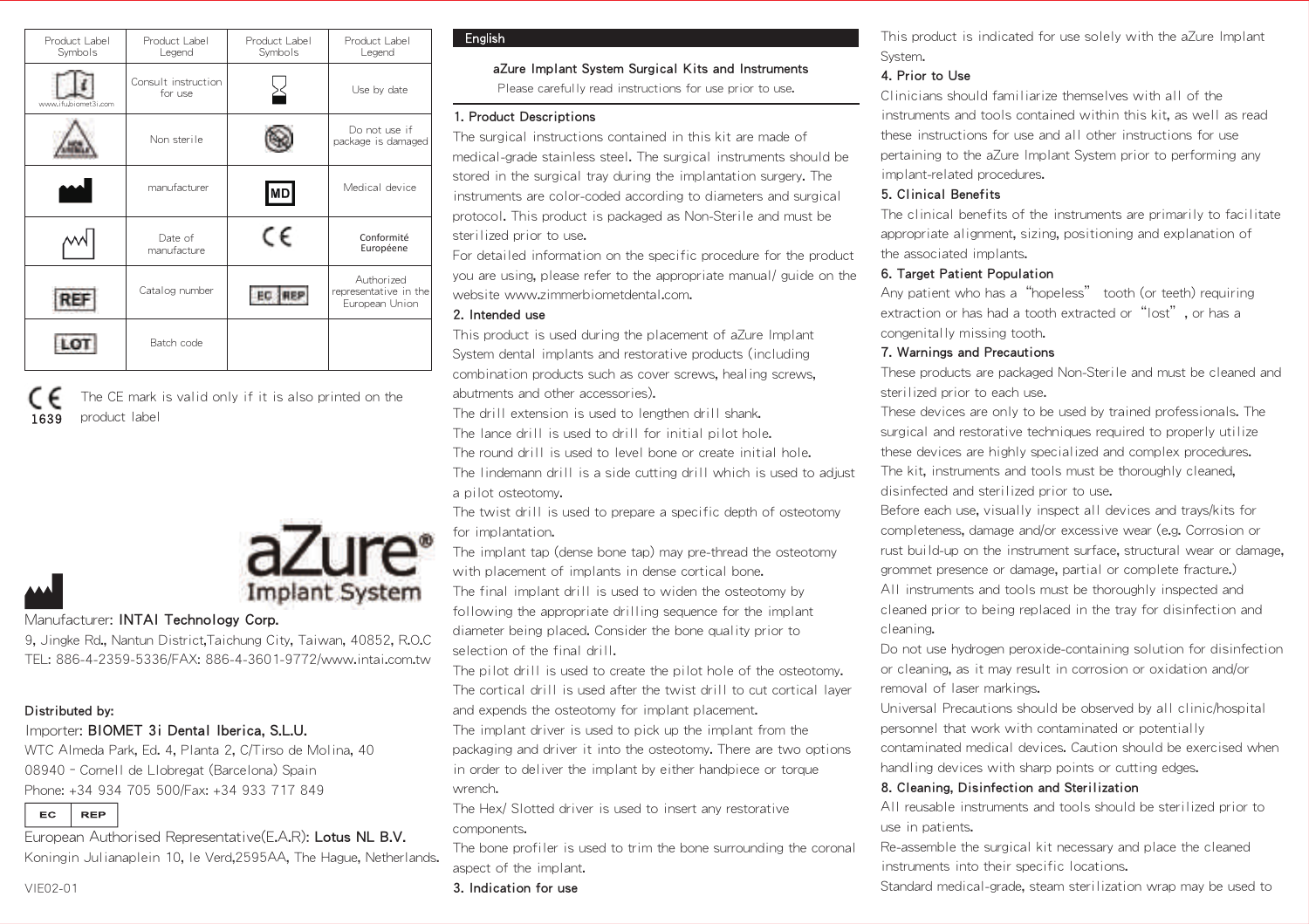| Product Label Symbols | Product Label Legend | Product Label Symbols | Product Label Legend |
|---|---|---|---|
| www.ifubiomet3i.com | Consult instruction for use | | Use by date |
| | Non sterile | | Do not use if package is damaged |
| | manufacturer | MD | Medical device |
| | Date of manufacture | CE | Conformité Européene |
| REF | Catalog number | EC REP | Authorized representative in the European Union |
| LOT | Batch code | | |

CE 1639 The CE mark is valid only if it is also printed on the product label

aZure® Implant System

Manufacturer: **INTAI Technology Corp.**
9, Jingke Rd., Nantun District,Taichung City, Taiwan, 40852, R.O.C
TEL: 886-4-2359-5336/FAX: 886-4-3601-9772/www.intai.com.tw

**Distributed by:**
Importer: **BIOMET 3i Dental Iberica, S.L.U.**
WTC Almeda Park, Ed. 4, Planta 2, C/Tirso de Molina, 40
08940 - Cornell de Llobregat (Barcelona) Spain
Phone: +34 934 705 500/Fax: +34 933 717 849

EC REP
European Authorised Representative(E.A.R): **Lotus NL B.V.**
Koningin Julianaplein 10, le Verd,2595AA, The Hague, Netherlands.

VIE02-01

English

## aZure Implant System Surgical Kits and Instruments

Please carefully read instructions for use prior to use.

### 1. Product Descriptions

The surgical instructions contained in this kit are made of medical-grade stainless steel. The surgical instruments should be stored in the surgical tray during the implantation surgery. The instruments are color-coded according to diameters and surgical protocol. This product is packaged as Non-Sterile and must be sterilized prior to use.

For detailed information on the specific procedure for the product you are using, please refer to the appropriate manual/ guide on the website www.zimmerbiometdental.com.

### 2. Intended use

This product is used during the placement of aZure Implant System dental implants and restorative products (including combination products such as cover screws, healing screws, abutments and other accessories).

The drill extension is used to lengthen drill shank.

The lance drill is used to drill for initial pilot hole.

The round drill is used to level bone or create initial hole.

The lindemann drill is a side cutting drill which is used to adjust a pilot osteotomy.

The twist drill is used to prepare a specific depth of osteotomy for implantation.

The implant tap (dense bone tap) may pre-thread the osteotomy with placement of implants in dense cortical bone.

The final implant drill is used to widen the osteotomy by following the appropriate drilling sequence for the implant diameter being placed. Consider the bone quality prior to selection of the final drill.

The pilot drill is used to create the pilot hole of the osteotomy.

The cortical drill is used after the twist drill to cut cortical layer and expends the osteotomy for implant placement.

The implant driver is used to pick up the implant from the packaging and driver it into the osteotomy. There are two options in order to deliver the implant by either handpiece or torque wrench.

The Hex/ Slotted driver is used to insert any restorative components.

The bone profiler is used to trim the bone surrounding the coronal aspect of the implant.

### 3. Indication for use

This product is indicated for use solely with the aZure Implant System.

### 4. Prior to Use

Clinicians should familiarize themselves with all of the instruments and tools contained within this kit, as well as read these instructions for use and all other instructions for use pertaining to the aZure Implant System prior to performing any implant-related procedures.

### 5. Clinical Benefits

The clinical benefits of the instruments are primarily to facilitate appropriate alignment, sizing, positioning and explanation of the associated implants.

### 6. Target Patient Population

Any patient who has a "hopeless" tooth (or teeth) requiring extraction or has had a tooth extracted or "lost", or has a congenitally missing tooth.

### 7. Warnings and Precautions

These products are packaged Non-Sterile and must be cleaned and sterilized prior to each use.

These devices are only to be used by trained professionals. The surgical and restorative techniques required to properly utilize these devices are highly specialized and complex procedures.

The kit, instruments and tools must be thoroughly cleaned, disinfected and sterilized prior to use.

Before each use, visually inspect all devices and trays/kits for completeness, damage and/or excessive wear (e.g. Corrosion or rust build-up on the instrument surface, structural wear or damage, grommet presence or damage, partial or complete fracture.)

All instruments and tools must be thoroughly inspected and cleaned prior to being replaced in the tray for disinfection and cleaning.

Do not use hydrogen peroxide-containing solution for disinfection or cleaning, as it may result in corrosion or oxidation and/or removal of laser markings.

Universal Precautions should be observed by all clinic/hospital personnel that work with contaminated or potentially contaminated medical devices. Caution should be exercised when handling devices with sharp points or cutting edges.

### 8. Cleaning, Disinfection and Sterilization

All reusable instruments and tools should be sterilized prior to use in patients.

Re-assemble the surgical kit necessary and place the cleaned instruments into their specific locations.

Standard medical-grade, steam sterilization wrap may be used to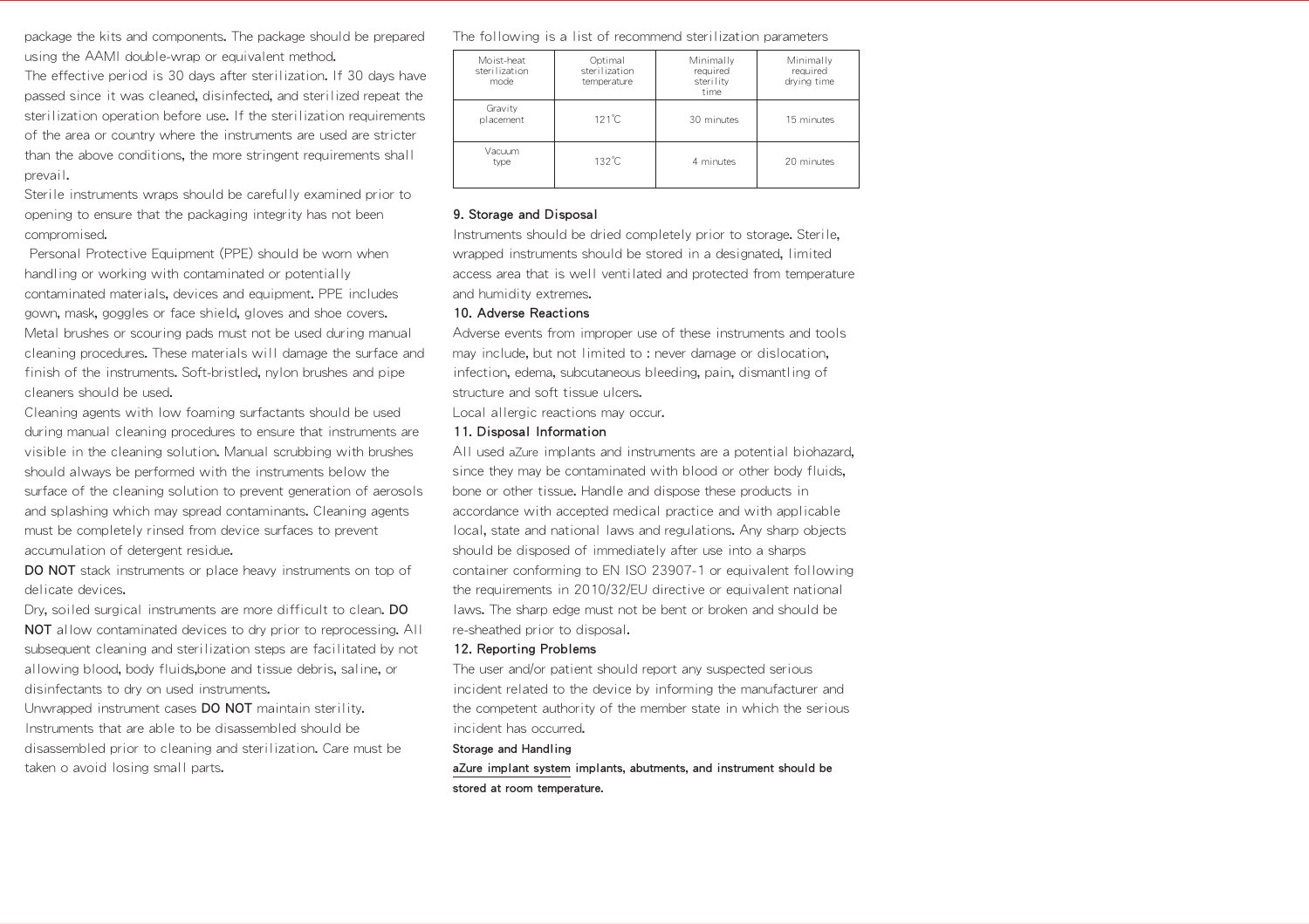package the kits and components. The package should be prepared using the AAMI double-wrap or equivalent method.

The effective period is 30 days after sterilization. If 30 days have passed since it was cleaned, disinfected, and sterilized repeat the sterilization operation before use. If the sterilization requirements of the area or country where the instruments are used are stricter than the above conditions, the more stringent requirements shall prevail.

Sterile instruments wraps should be carefully examined prior to opening to ensure that the packaging integrity has not been compromised.

Personal Protective Equipment (PPE) should be worn when handling or working with contaminated or potentially contaminated materials, devices and equipment. PPE includes gown, mask, goggles or face shield, gloves and shoe covers.

Metal brushes or scouring pads must not be used during manual cleaning procedures. These materials will damage the surface and finish of the instruments. Soft-bristled, nylon brushes and pipe cleaners should be used.

Cleaning agents with low foaming surfactants should be used during manual cleaning procedures to ensure that instruments are visible in the cleaning solution. Manual scrubbing with brushes should always be performed with the instruments below the surface of the cleaning solution to prevent generation of aerosols and splashing which may spread contaminants. Cleaning agents must be completely rinsed from device surfaces to prevent accumulation of detergent residue.

**DO NOT** stack instruments or place heavy instruments on top of delicate devices.

Dry, soiled surgical instruments are more difficult to clean. **DO NOT** allow contaminated devices to dry prior to reprocessing. All subsequent cleaning and sterilization steps are facilitated by not allowing blood, body fluids,bone and tissue debris, saline, or disinfectants to dry on used instruments.

Unwrapped instrument cases **DO NOT** maintain sterility.

Instruments that are able to be disassembled should be disassembled prior to cleaning and sterilization. Care must be taken o avoid losing small parts.

The following is a list of recommend sterilization parameters

| Moist-heat sterilization mode | Optimal sterilization temperature | Minimally required sterility time | Minimally required drying time |
|---|---|---|---|
| Gravity placement | 121℃ | 30 minutes | 15 minutes |
| Vacuum type | 132℃ | 4 minutes | 20 minutes |

**9. Storage and Disposal**

Instruments should be dried completely prior to storage. Sterile, wrapped instruments should be stored in a designated, limited access area that is well ventilated and protected from temperature and humidity extremes.

**10. Adverse Reactions**

Adverse events from improper use of these instruments and tools may include, but not limited to : never damage or dislocation, infection, edema, subcutaneous bleeding, pain, dismantling of structure and soft tissue ulcers.

Local allergic reactions may occur.

**11. Disposal Information**

All used aZure implants and instruments are a potential biohazard, since they may be contaminated with blood or other body fluids, bone or other tissue. Handle and dispose these products in accordance with accepted medical practice and with applicable local, state and national laws and regulations. Any sharp objects should be disposed of immediately after use into a sharps container conforming to EN ISO 23907-1 or equivalent following the requirements in 2010/32/EU directive or equivalent national laws. The sharp edge must not be bent or broken and should be re-sheathed prior to disposal.

**12. Reporting Problems**

The user and/or patient should report any suspected serious incident related to the device by informing the manufacturer and the competent authority of the member state in which the serious incident has occurred.

**Storage and Handling**

**aZure implant system implants, abutments, and instrument should be stored at room temperature.**